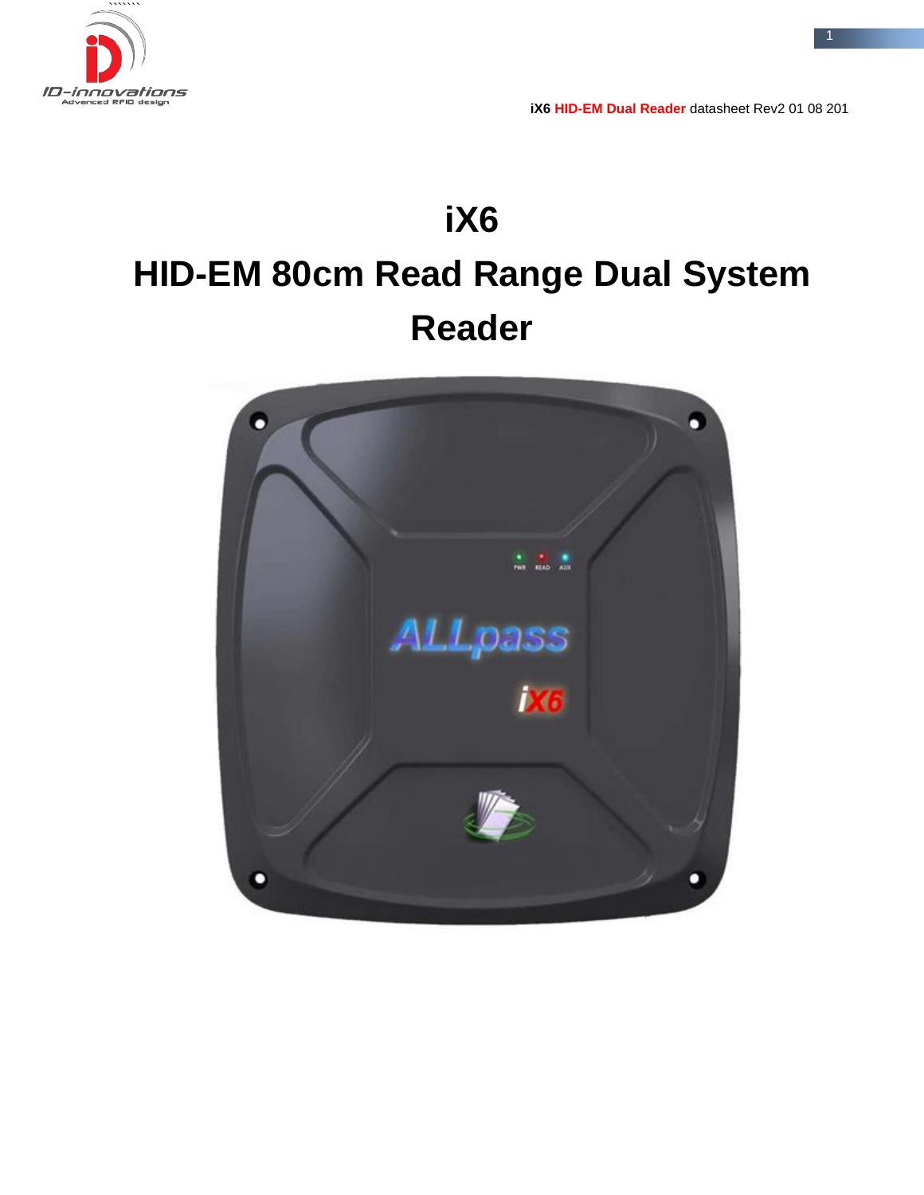# iX6

# HID-EM 80cm Read Range Dual System Reader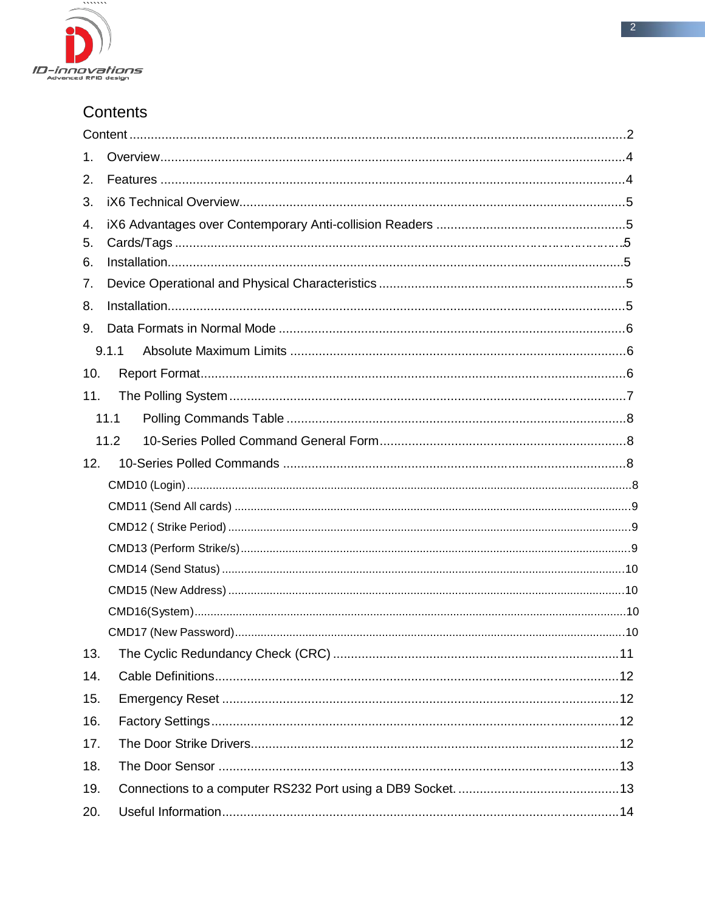# Contents

Content .......................................................................................................................................2

1. Overview.................................................................................................................................4
2. Features .................................................................................................................................4
3. iX6 Technical Overview...........................................................................................................5
4. iX6 Advantages over Contemporary Anti-collision Readers ....................................................5
5. Cards/Tags ..............................................................................................................................5
6. Installation...............................................................................................................................5
7. Device Operational and Physical Characteristics ....................................................................5
8. Installation...............................................................................................................................5
9. Data Formats in Normal Mode ................................................................................................6
   - 9.1.1 Absolute Maximum Limits .............................................................................................6
10. Report Format.......................................................................................................................6
11. The Polling System ...............................................................................................................7
    - 11.1 Polling Commands Table ..............................................................................................8
    - 11.2 10-Series Polled Command General Form....................................................................8
12. 10-Series Polled Commands ...............................................................................................8
    - CMD10 (Login) ........................................................................................................................8
    - CMD11 (Send All cards) .........................................................................................................9
    - CMD12 ( Strike Period) ...........................................................................................................9
    - CMD13 (Perform Strike/s)........................................................................................................9
    - CMD14 (Send Status) ...........................................................................................................10
    - CMD15 (New Address) .........................................................................................................10
    - CMD16(System)....................................................................................................................10
    - CMD17 (New Password)........................................................................................................10
13. The Cyclic Redundancy Check (CRC) ................................................................................11
14. Cable Definitions.................................................................................................................12
15. Emergency Reset ...............................................................................................................12
16. Factory Settings..................................................................................................................12
17. The Door Strike Drivers.......................................................................................................12
18. The Door Sensor ................................................................................................................13
19. Connections to a computer RS232 Port using a DB9 Socket. .............................................13
20. Useful Information...............................................................................................................14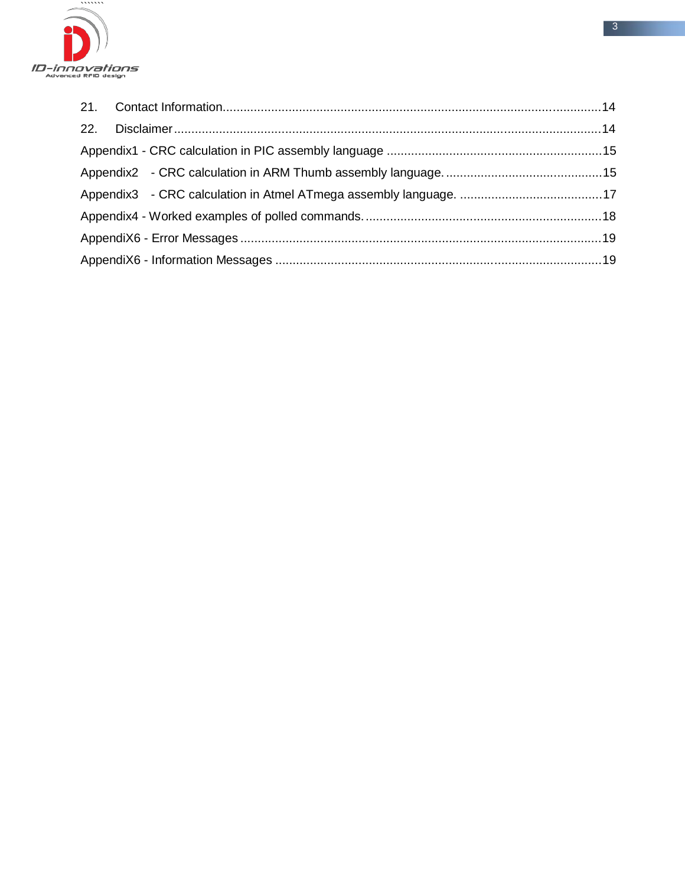21. Contact Information....................................................................................................................14

22. Disclaimer...................................................................................................................................14

Appendix1 - CRC calculation in PIC assembly language ..............................................................15

Appendix2 - CRC calculation in ARM Thumb assembly language..............................................15

Appendix3 - CRC calculation in Atmel ATmega assembly language. .........................................17

Appendix4 - Worked examples of polled commands....................................................................18

AppendiX6 - Error Messages .........................................................................................................19

AppendiX6 - Information Messages ..............................................................................................19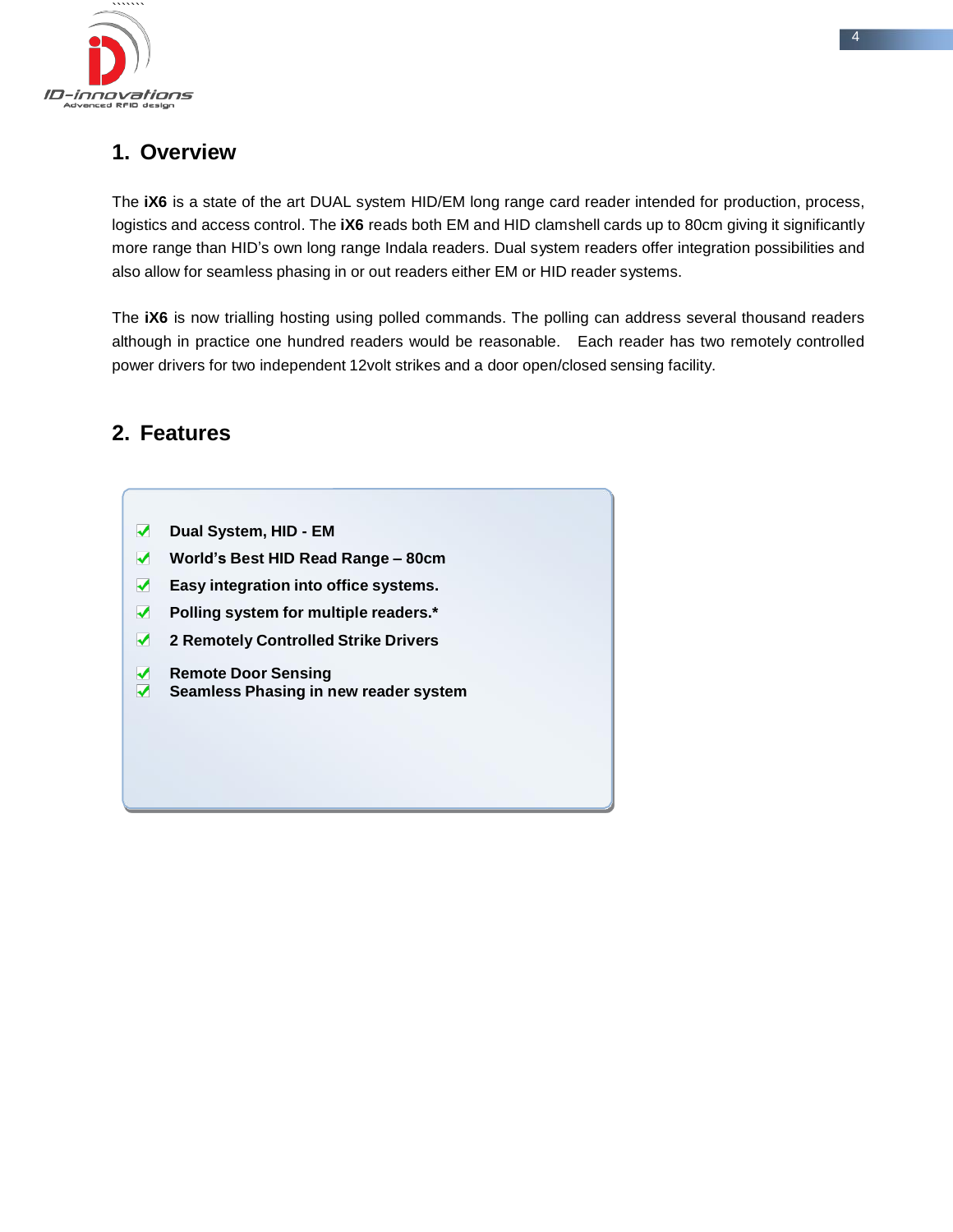## 1. Overview

The **iX6** is a state of the art DUAL system HID/EM long range card reader intended for production, process, logistics and access control. The **iX6** reads both EM and HID clamshell cards up to 80cm giving it significantly more range than HID's own long range Indala readers. Dual system readers offer integration possibilities and also allow for seamless phasing in or out readers either EM or HID reader systems.

The **iX6** is now trialling hosting using polled commands. The polling can address several thousand readers although in practice one hundred readers would be reasonable. Each reader has two remotely controlled power drivers for two independent 12volt strikes and a door open/closed sensing facility.

## 2. Features

- **Dual System, HID - EM**
- **World's Best HID Read Range – 80cm**
- **Easy integration into office systems.**
- **Polling system for multiple readers.***
- **2 Remotely Controlled Strike Drivers**
- **Remote Door Sensing**
- **Seamless Phasing in new reader system**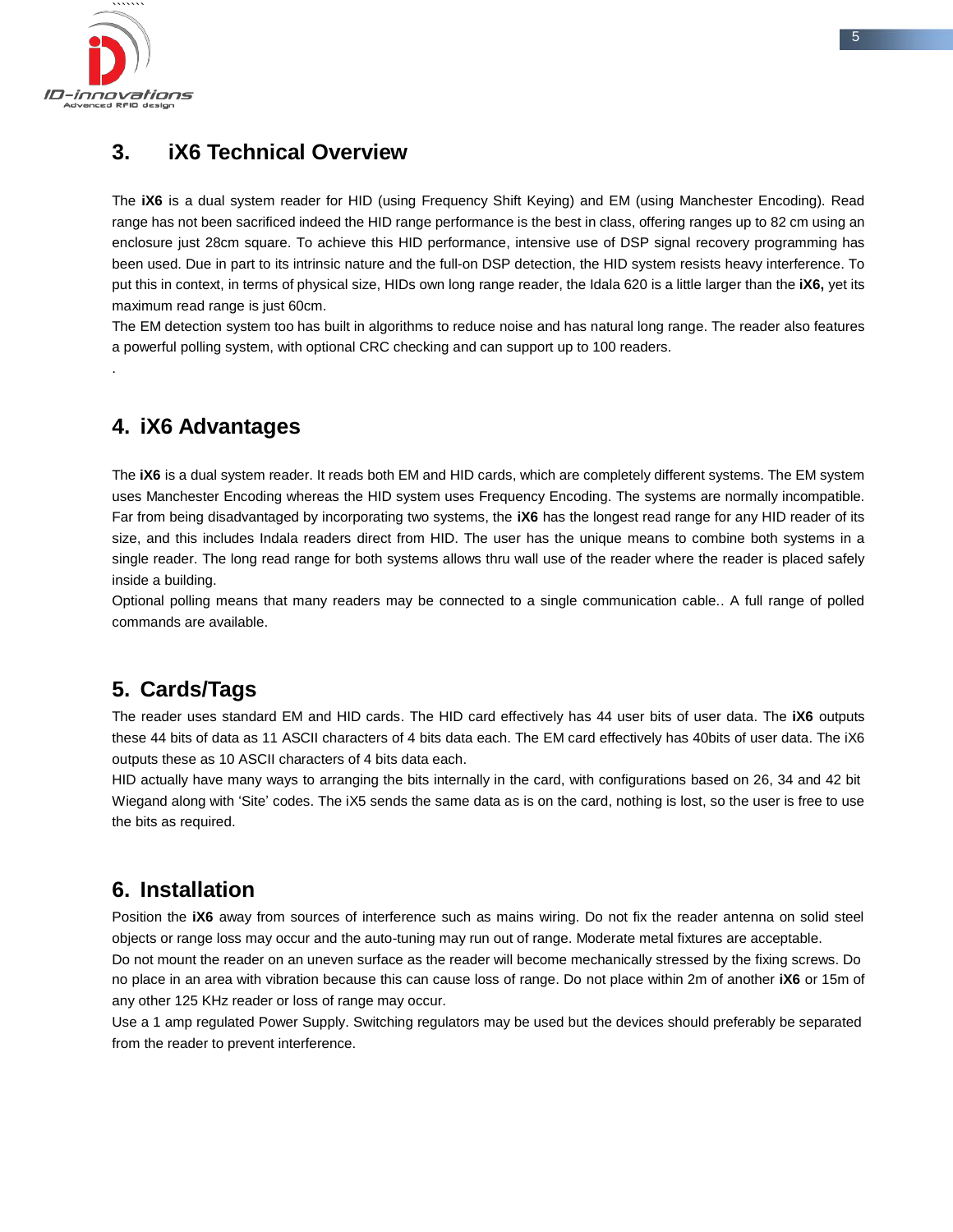## 3. iX6 Technical Overview

The **iX6** is a dual system reader for HID (using Frequency Shift Keying) and EM (using Manchester Encoding). Read range has not been sacrificed indeed the HID range performance is the best in class, offering ranges up to 82 cm using an enclosure just 28cm square. To achieve this HID performance, intensive use of DSP signal recovery programming has been used. Due in part to its intrinsic nature and the full-on DSP detection, the HID system resists heavy interference. To put this in context, in terms of physical size, HIDs own long range reader, the Idala 620 is a little larger than the **iX6,** yet its maximum read range is just 60cm.

The EM detection system too has built in algorithms to reduce noise and has natural long range. The reader also features a powerful polling system, with optional CRC checking and can support up to 100 readers.

.

## 4. iX6 Advantages

The **iX6** is a dual system reader. It reads both EM and HID cards, which are completely different systems. The EM system uses Manchester Encoding whereas the HID system uses Frequency Encoding. The systems are normally incompatible. Far from being disadvantaged by incorporating two systems, the **iX6** has the longest read range for any HID reader of its size, and this includes Indala readers direct from HID. The user has the unique means to combine both systems in a single reader. The long read range for both systems allows thru wall use of the reader where the reader is placed safely inside a building.

Optional polling means that many readers may be connected to a single communication cable.. A full range of polled commands are available.

## 5. Cards/Tags

The reader uses standard EM and HID cards. The HID card effectively has 44 user bits of user data. The **iX6** outputs these 44 bits of data as 11 ASCII characters of 4 bits data each. The EM card effectively has 40bits of user data. The iX6 outputs these as 10 ASCII characters of 4 bits data each.

HID actually have many ways to arranging the bits internally in the card, with configurations based on 26, 34 and 42 bit Wiegand along with 'Site' codes. The iX5 sends the same data as is on the card, nothing is lost, so the user is free to use the bits as required.

## 6. Installation

Position the **iX6** away from sources of interference such as mains wiring. Do not fix the reader antenna on solid steel objects or range loss may occur and the auto-tuning may run out of range. Moderate metal fixtures are acceptable.

Do not mount the reader on an uneven surface as the reader will become mechanically stressed by the fixing screws. Do no place in an area with vibration because this can cause loss of range. Do not place within 2m of another **iX6** or 15m of any other 125 KHz reader or loss of range may occur.

Use a 1 amp regulated Power Supply. Switching regulators may be used but the devices should preferably be separated from the reader to prevent interference.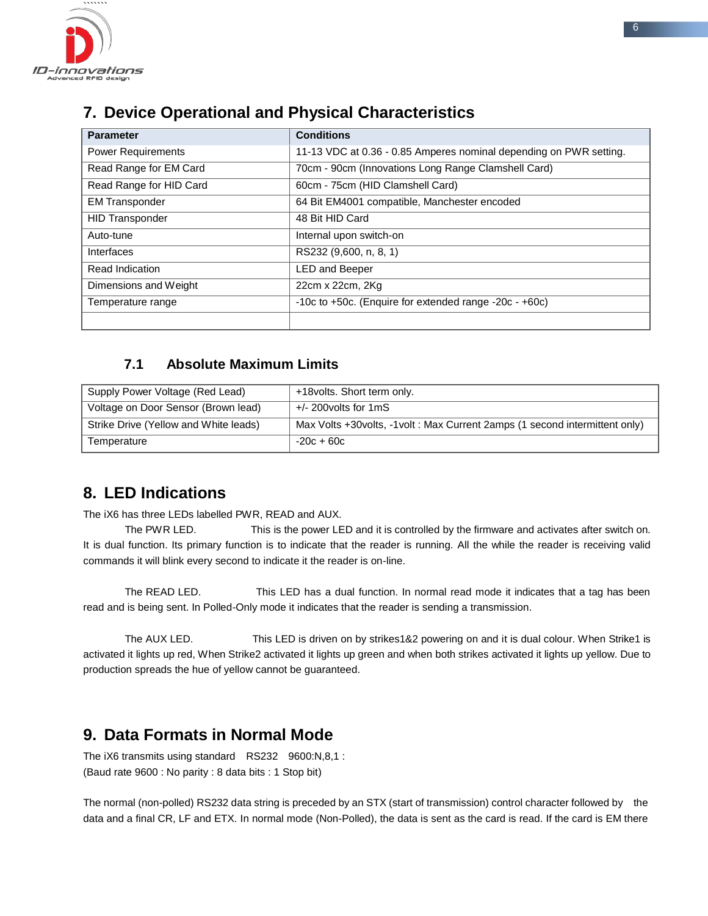## 7. Device Operational and Physical Characteristics

| Parameter | Conditions |
|---|---|
| Power Requirements | 11-13 VDC at 0.36 - 0.85 Amperes nominal depending on PWR setting. |
| Read Range for EM Card | 70cm - 90cm (Innovations Long Range Clamshell Card) |
| Read Range for HID Card | 60cm - 75cm (HID Clamshell Card) |
| EM Transponder | 64 Bit EM4001 compatible, Manchester encoded |
| HID Transponder | 48 Bit HID Card |
| Auto-tune | Internal upon switch-on |
| Interfaces | RS232 (9,600, n, 8, 1) |
| Read Indication | LED and Beeper |
| Dimensions and Weight | 22cm x 22cm, 2Kg |
| Temperature range | -10c to +50c. (Enquire for extended range -20c - +60c) |
| | |

### 7.1 Absolute Maximum Limits

| Parameter | Limit |
|---|---|
| Supply Power Voltage (Red Lead) | +18volts. Short term only. |
| Voltage on Door Sensor (Brown lead) | +/- 200volts for 1mS |
| Strike Drive (Yellow and White leads) | Max Volts +30volts, -1volt : Max Current 2amps (1 second intermittent only) |
| Temperature | -20c + 60c |

## 8. LED Indications

The iX6 has three LEDs labelled PWR, READ and AUX.

The PWR LED. This is the power LED and it is controlled by the firmware and activates after switch on. It is dual function. Its primary function is to indicate that the reader is running. All the while the reader is receiving valid commands it will blink every second to indicate it the reader is on-line.

The READ LED. This LED has a dual function. In normal read mode it indicates that a tag has been read and is being sent. In Polled-Only mode it indicates that the reader is sending a transmission.

The AUX LED. This LED is driven on by strikes1&2 powering on and it is dual colour. When Strike1 is activated it lights up red, When Strike2 activated it lights up green and when both strikes activated it lights up yellow. Due to production spreads the hue of yellow cannot be guaranteed.

## 9. Data Formats in Normal Mode

The iX6 transmits using standard RS232 9600:N,8,1 :
(Baud rate 9600 : No parity : 8 data bits : 1 Stop bit)

The normal (non-polled) RS232 data string is preceded by an STX (start of transmission) control character followed by the data and a final CR, LF and ETX. In normal mode (Non-Polled), the data is sent as the card is read. If the card is EM there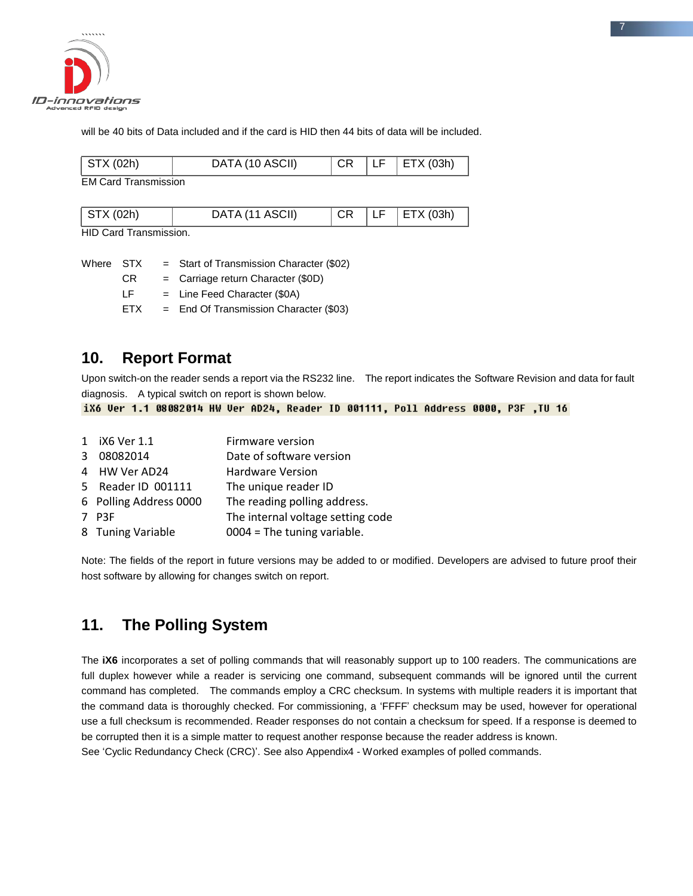will be 40 bits of Data included and if the card is HID then 44 bits of data will be included.

| STX (02h) | DATA (10 ASCII) | CR | LF | ETX (03h) |
|---|---|---|---|---|

EM Card Transmission

| STX (02h) | DATA (11 ASCII) | CR | LF | ETX (03h) |
|---|---|---|---|---|

HID Card Transmission.

Where STX = Start of Transmission Character ($02)
CR = Carriage return Character ($0D)
LF = Line Feed Character ($0A)
ETX = End Of Transmission Character ($03)

## 10. Report Format

Upon switch-on the reader sends a report via the RS232 line. The report indicates the Software Revision and data for fault diagnosis. A typical switch on report is shown below.

```
iX6 Ver 1.1 08082014 HW Ver AD24, Reader ID 001111, Poll Address 0000, P3F ,TU 16
```

| | | |
|---|---|---|
| 1 | iX6 Ver 1.1 | Firmware version |
| 3 | 08082014 | Date of software version |
| 4 | HW Ver AD24 | Hardware Version |
| 5 | Reader ID 001111 | The unique reader ID |
| 6 | Polling Address 0000 | The reading polling address. |
| 7 | P3F | The internal voltage setting code |
| 8 | Tuning Variable | 0004 = The tuning variable. |

Note: The fields of the report in future versions may be added to or modified. Developers are advised to future proof their host software by allowing for changes switch on report.

## 11. The Polling System

The **iX6** incorporates a set of polling commands that will reasonably support up to 100 readers. The communications are full duplex however while a reader is servicing one command, subsequent commands will be ignored until the current command has completed. The commands employ a CRC checksum. In systems with multiple readers it is important that the command data is thoroughly checked. For commissioning, a 'FFFF' checksum may be used, however for operational use a full checksum is recommended. Reader responses do not contain a checksum for speed. If a response is deemed to be corrupted then it is a simple matter to request another response because the reader address is known.
See 'Cyclic Redundancy Check (CRC)'. See also Appendix4 - Worked examples of polled commands.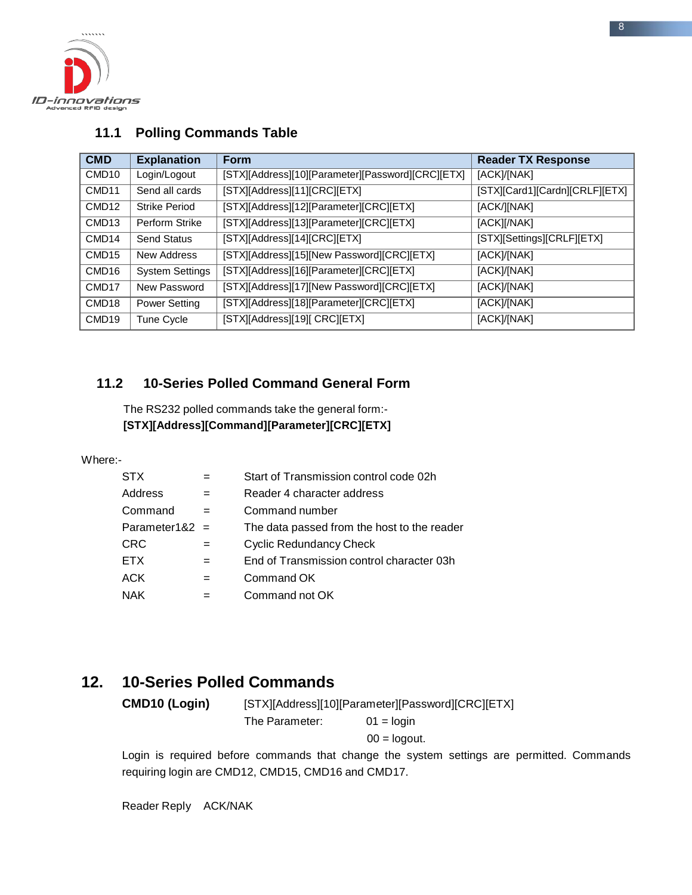## 11.1 Polling Commands Table

| CMD | Explanation | Form | Reader TX Response |
|---|---|---|---|
| CMD10 | Login/Logout | [STX][Address][10][Parameter][Password][CRC][ETX] | [ACK]/[NAK] |
| CMD11 | Send all cards | [STX][Address][11][CRC][ETX] | [STX][Card1][Cardn][CRLF][ETX] |
| CMD12 | Strike Period | [STX][Address][12][Parameter][CRC][ETX] | [ACK/][NAK] |
| CMD13 | Perform Strike | [STX][Address][13][Parameter][CRC][ETX] | [ACK][/NAK] |
| CMD14 | Send Status | [STX][Address][14][CRC][ETX] | [STX][Settings][CRLF][ETX] |
| CMD15 | New Address | [STX][Address][15][New Password][CRC][ETX] | [ACK]/[NAK] |
| CMD16 | System Settings | [STX][Address][16][Parameter][CRC][ETX] | [ACK]/[NAK] |
| CMD17 | New Password | [STX][Address][17][New Password][CRC][ETX] | [ACK]/[NAK] |
| CMD18 | Power Setting | [STX][Address][18][Parameter][CRC][ETX] | [ACK]/[NAK] |
| CMD19 | Tune Cycle | [STX][Address][19][ CRC][ETX] | [ACK]/[NAK] |

## 11.2 10-Series Polled Command General Form

The RS232 polled commands take the general form:-
**[STX][Address][Command][Parameter][CRC][ETX]**

Where:-

| | | |
|---|---|---|
| STX | = | Start of Transmission control code 02h |
| Address | = | Reader 4 character address |
| Command | = | Command number |
| Parameter1&2 | = | The data passed from the host to the reader |
| CRC | = | Cyclic Redundancy Check |
| ETX | = | End of Transmission control character 03h |
| ACK | = | Command OK |
| NAK | = | Command not OK |

# 12. 10-Series Polled Commands

**CMD10 (Login)** [STX][Address][10][Parameter][Password][CRC][ETX]

The Parameter: 01 = login
00 = logout.

Login is required before commands that change the system settings are permitted. Commands requiring login are CMD12, CMD15, CMD16 and CMD17.

Reader Reply ACK/NAK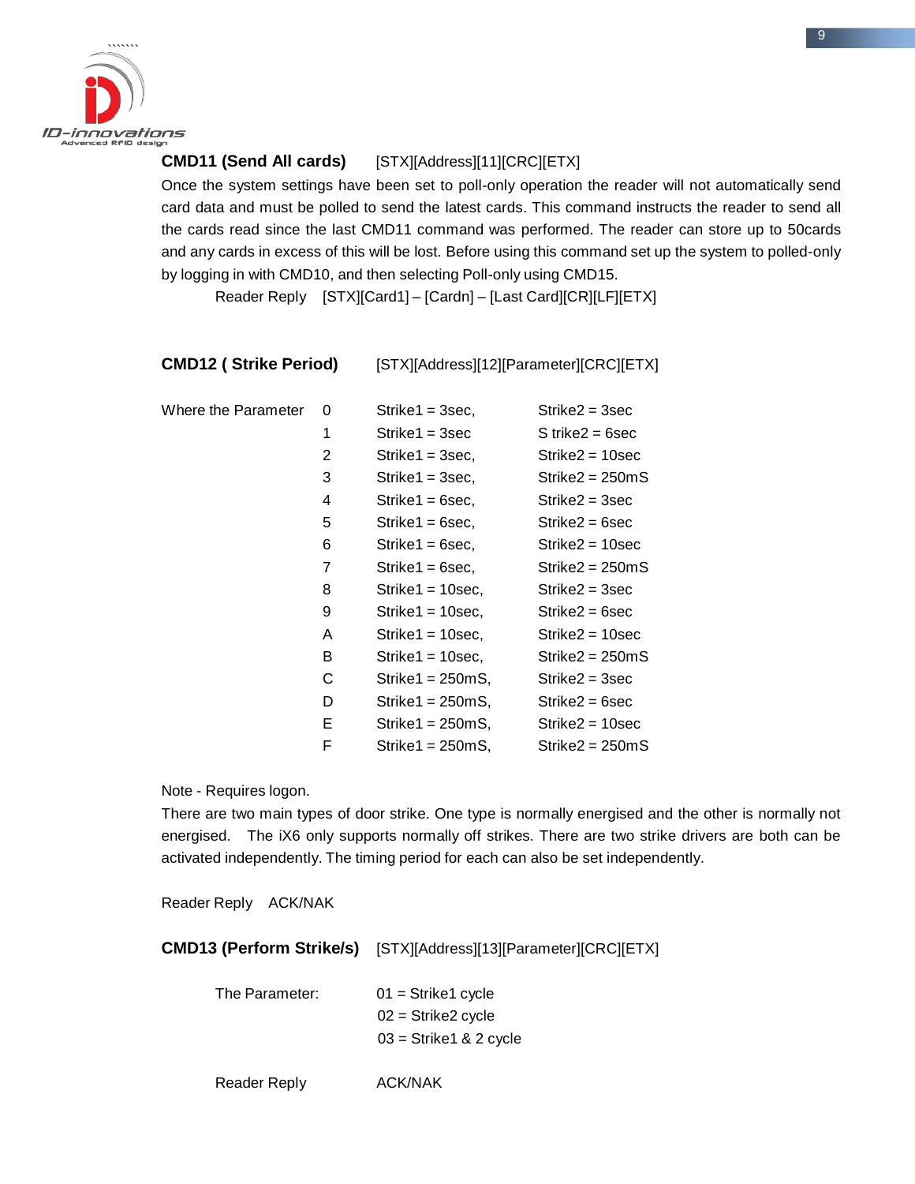**CMD11 (Send All cards)** [STX][Address][11][CRC][ETX]

Once the system settings have been set to poll-only operation the reader will not automatically send card data and must be polled to send the latest cards. This command instructs the reader to send all the cards read since the last CMD11 command was performed. The reader can store up to 50cards and any cards in excess of this will be lost. Before using this command set up the system to polled-only by logging in with CMD10, and then selecting Poll-only using CMD15.

Reader Reply [STX][Card1] – [Cardn] – [Last Card][CR][LF][ETX]

**CMD12 ( Strike Period)** [STX][Address][12][Parameter][CRC][ETX]

| Where the Parameter | | | |
|---|---|---|---|
| | 0 | Strike1 = 3sec, | Strike2 = 3sec |
| | 1 | Strike1 = 3sec | S trike2 = 6sec |
| | 2 | Strike1 = 3sec, | Strike2 = 10sec |
| | 3 | Strike1 = 3sec, | Strike2 = 250mS |
| | 4 | Strike1 = 6sec, | Strike2 = 3sec |
| | 5 | Strike1 = 6sec, | Strike2 = 6sec |
| | 6 | Strike1 = 6sec, | Strike2 = 10sec |
| | 7 | Strike1 = 6sec, | Strike2 = 250mS |
| | 8 | Strike1 = 10sec, | Strike2 = 3sec |
| | 9 | Strike1 = 10sec, | Strike2 = 6sec |
| | A | Strike1 = 10sec, | Strike2 = 10sec |
| | B | Strike1 = 10sec, | Strike2 = 250mS |
| | C | Strike1 = 250mS, | Strike2 = 3sec |
| | D | Strike1 = 250mS, | Strike2 = 6sec |
| | E | Strike1 = 250mS, | Strike2 = 10sec |
| | F | Strike1 = 250mS, | Strike2 = 250mS |

Note - Requires logon.

There are two main types of door strike. One type is normally energised and the other is normally not energised. The iX6 only supports normally off strikes. There are two strike drivers are both can be activated independently. The timing period for each can also be set independently.

Reader Reply ACK/NAK

**CMD13 (Perform Strike/s)** [STX][Address][13][Parameter][CRC][ETX]

The Parameter:

01 = Strike1 cycle
02 = Strike2 cycle
03 = Strike1 & 2 cycle

Reader Reply ACK/NAK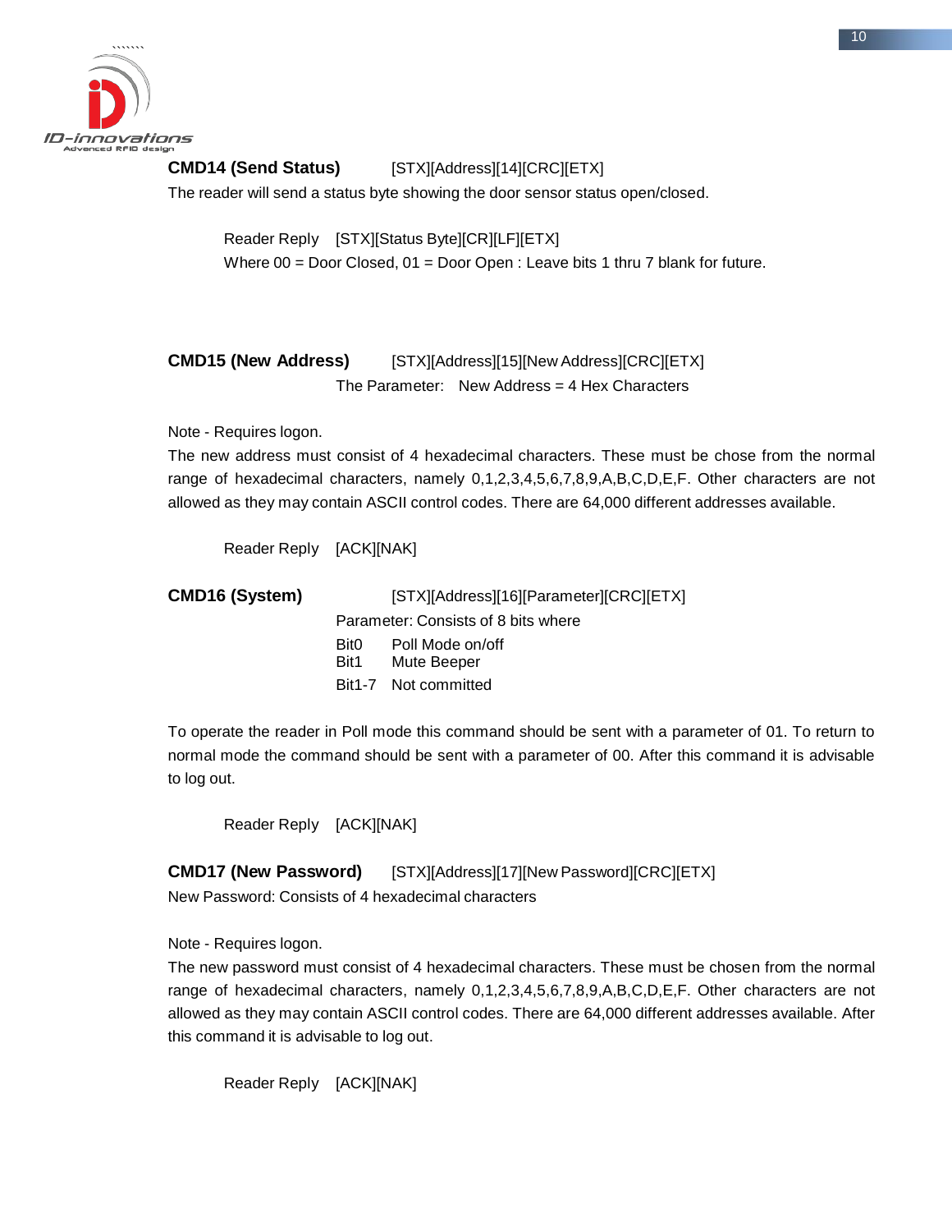**CMD14 (Send Status)** [STX][Address][14][CRC][ETX]

The reader will send a status byte showing the door sensor status open/closed.

Reader Reply [STX][Status Byte][CR][LF][ETX]

Where 00 = Door Closed, 01 = Door Open : Leave bits 1 thru 7 blank for future.

**CMD15 (New Address)** [STX][Address][15][New Address][CRC][ETX]

The Parameter: New Address = 4 Hex Characters

Note - Requires logon.

The new address must consist of 4 hexadecimal characters. These must be chose from the normal range of hexadecimal characters, namely 0,1,2,3,4,5,6,7,8,9,A,B,C,D,E,F. Other characters are not allowed as they may contain ASCII control codes. There are 64,000 different addresses available.

Reader Reply [ACK][NAK]

**CMD16 (System)** [STX][Address][16][Parameter][CRC][ETX]

Parameter: Consists of 8 bits where

- Bit0 Poll Mode on/off
- Bit1 Mute Beeper
- Bit1-7 Not committed

To operate the reader in Poll mode this command should be sent with a parameter of 01. To return to normal mode the command should be sent with a parameter of 00. After this command it is advisable to log out.

Reader Reply [ACK][NAK]

**CMD17 (New Password)** [STX][Address][17][New Password][CRC][ETX]

New Password: Consists of 4 hexadecimal characters

Note - Requires logon.

The new password must consist of 4 hexadecimal characters. These must be chosen from the normal range of hexadecimal characters, namely 0,1,2,3,4,5,6,7,8,9,A,B,C,D,E,F. Other characters are not allowed as they may contain ASCII control codes. There are 64,000 different addresses available. After this command it is advisable to log out.

Reader Reply [ACK][NAK]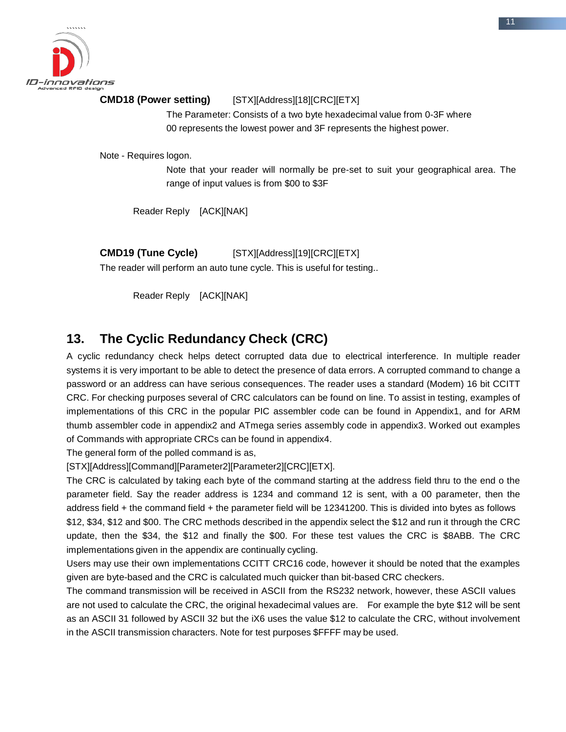**CMD18 (Power setting)** [STX][Address][18][CRC][ETX]

The Parameter: Consists of a two byte hexadecimal value from 0-3F where 00 represents the lowest power and 3F represents the highest power.

Note - Requires logon.

Note that your reader will normally be pre-set to suit your geographical area. The range of input values is from $00 to $3F

Reader Reply [ACK][NAK]

**CMD19 (Tune Cycle)** [STX][Address][19][CRC][ETX]

The reader will perform an auto tune cycle. This is useful for testing..

Reader Reply [ACK][NAK]

## 13. The Cyclic Redundancy Check (CRC)

A cyclic redundancy check helps detect corrupted data due to electrical interference. In multiple reader systems it is very important to be able to detect the presence of data errors. A corrupted command to change a password or an address can have serious consequences. The reader uses a standard (Modem) 16 bit CCITT CRC. For checking purposes several of CRC calculators can be found on line. To assist in testing, examples of implementations of this CRC in the popular PIC assembler code can be found in Appendix1, and for ARM thumb assembler code in appendix2 and ATmega series assembly code in appendix3. Worked out examples of Commands with appropriate CRCs can be found in appendix4.

The general form of the polled command is as,

[STX][Address][Command][Parameter2][Parameter2][CRC][ETX].

The CRC is calculated by taking each byte of the command starting at the address field thru to the end o the parameter field. Say the reader address is 1234 and command 12 is sent, with a 00 parameter, then the address field + the command field + the parameter field will be 12341200. This is divided into bytes as follows $12, $34, $12 and $00. The CRC methods described in the appendix select the $12 and run it through the CRC update, then the $34, the $12 and finally the $00. For these test values the CRC is $8ABB. The CRC implementations given in the appendix are continually cycling.

Users may use their own implementations CCITT CRC16 code, however it should be noted that the examples given are byte-based and the CRC is calculated much quicker than bit-based CRC checkers.

The command transmission will be received in ASCII from the RS232 network, however, these ASCII values are not used to calculate the CRC, the original hexadecimal values are. For example the byte $12 will be sent as an ASCII 31 followed by ASCII 32 but the iX6 uses the value $12 to calculate the CRC, without involvement in the ASCII transmission characters. Note for test purposes $FFFF may be used.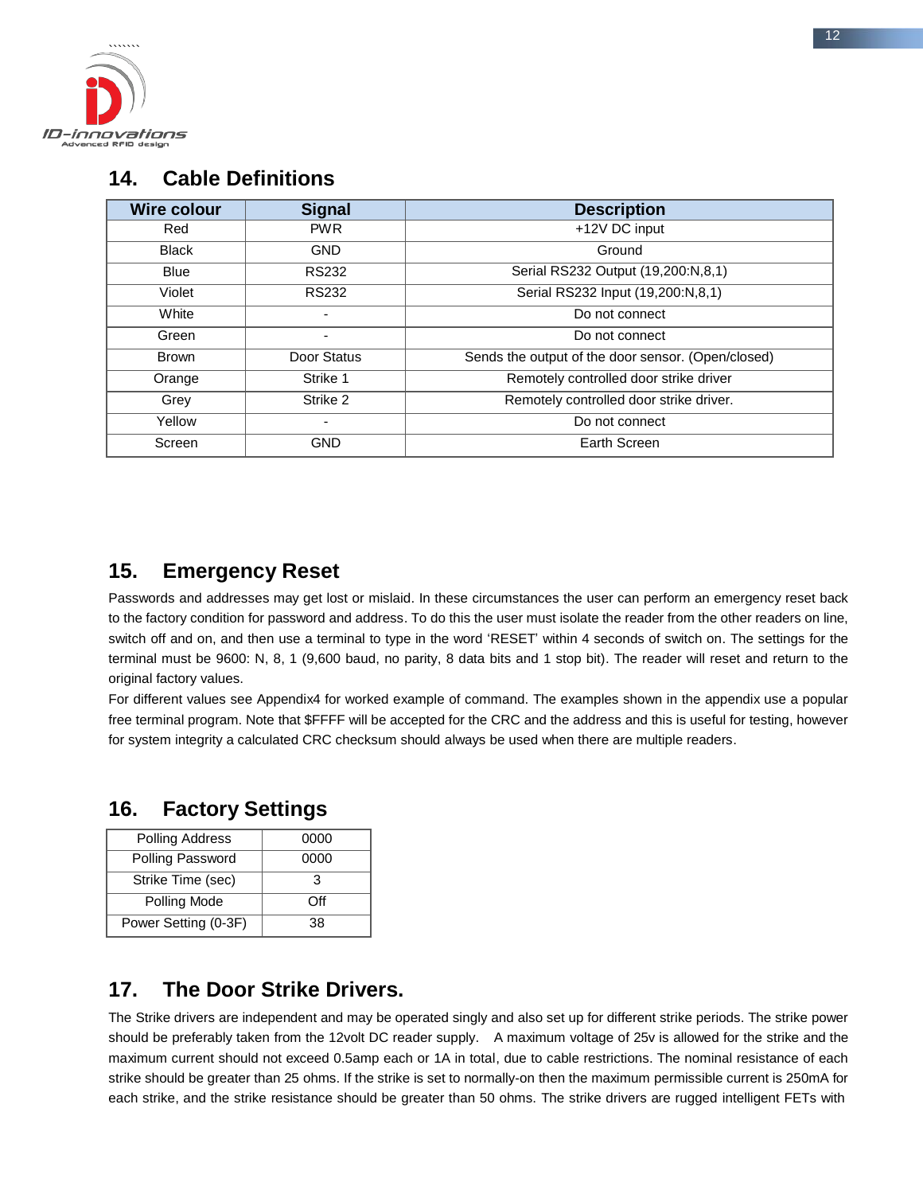## 14. Cable Definitions

| Wire colour | Signal | Description |
|---|---|---|
| Red | PWR | +12V DC input |
| Black | GND | Ground |
| Blue | RS232 | Serial RS232 Output (19,200:N,8,1) |
| Violet | RS232 | Serial RS232 Input (19,200:N,8,1) |
| White | - | Do not connect |
| Green | - | Do not connect |
| Brown | Door Status | Sends the output of the door sensor. (Open/closed) |
| Orange | Strike 1 | Remotely controlled door strike driver |
| Grey | Strike 2 | Remotely controlled door strike driver. |
| Yellow | - | Do not connect |
| Screen | GND | Earth Screen |

## 15. Emergency Reset

Passwords and addresses may get lost or mislaid. In these circumstances the user can perform an emergency reset back to the factory condition for password and address. To do this the user must isolate the reader from the other readers on line, switch off and on, and then use a terminal to type in the word 'RESET' within 4 seconds of switch on. The settings for the terminal must be 9600: N, 8, 1 (9,600 baud, no parity, 8 data bits and 1 stop bit). The reader will reset and return to the original factory values.

For different values see Appendix4 for worked example of command. The examples shown in the appendix use a popular free terminal program. Note that $FFFF will be accepted for the CRC and the address and this is useful for testing, however for system integrity a calculated CRC checksum should always be used when there are multiple readers.

## 16. Factory Settings

| | |
|---|---|
| Polling Address | 0000 |
| Polling Password | 0000 |
| Strike Time (sec) | 3 |
| Polling Mode | Off |
| Power Setting (0-3F) | 38 |

## 17. The Door Strike Drivers.

The Strike drivers are independent and may be operated singly and also set up for different strike periods. The strike power should be preferably taken from the 12volt DC reader supply. A maximum voltage of 25v is allowed for the strike and the maximum current should not exceed 0.5amp each or 1A in total, due to cable restrictions. The nominal resistance of each strike should be greater than 25 ohms. If the strike is set to normally-on then the maximum permissible current is 250mA for each strike, and the strike resistance should be greater than 50 ohms. The strike drivers are rugged intelligent FETs with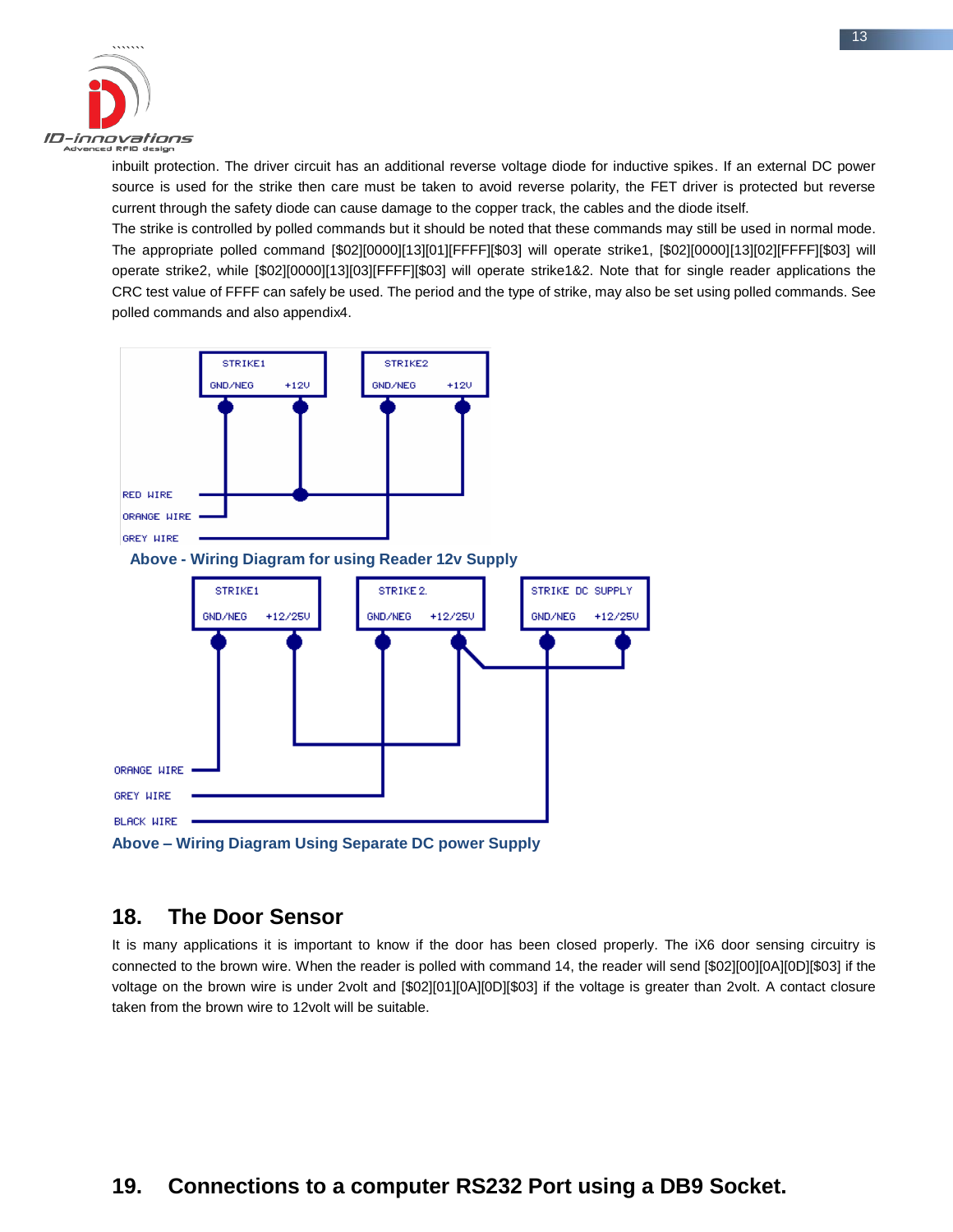inbuilt protection. The driver circuit has an additional reverse voltage diode for inductive spikes. If an external DC power source is used for the strike then care must be taken to avoid reverse polarity, the FET driver is protected but reverse current through the safety diode can cause damage to the copper track, the cables and the diode itself.

The strike is controlled by polled commands but it should be noted that these commands may still be used in normal mode. The appropriate polled command [$02][0000][13][01][FFFF][$03] will operate strike1, [$02][0000][13][02][FFFF][$03] will operate strike2, while [$02][0000][13][03][FFFF][$03] will operate strike1&2. Note that for single reader applications the CRC test value of FFFF can safely be used. The period and the type of strike, may also be set using polled commands. See polled commands and also appendix4.

STRIKE1 GND/NEG +12V STRIKE2 GND/NEG +12V RED WIRE ORANGE WIRE GREY WIRE

**Above - Wiring Diagram for using Reader 12v Supply**

STRIKE1 GND/NEG +12/25V STRIKE2 GND/NEG +12/25V STRIKE DC SUPPLY GND/NEG +12/25V ORANGE WIRE GREY WIRE BLACK WIRE

**Above – Wiring Diagram Using Separate DC power Supply**

## 18. The Door Sensor

It is many applications it is important to know if the door has been closed properly. The iX6 door sensing circuitry is connected to the brown wire. When the reader is polled with command 14, the reader will send [$02][00][0A][0D][$03] if the voltage on the brown wire is under 2volt and [$02][01][0A][0D][$03] if the voltage is greater than 2volt. A contact closure taken from the brown wire to 12volt will be suitable.

## 19. Connections to a computer RS232 Port using a DB9 Socket.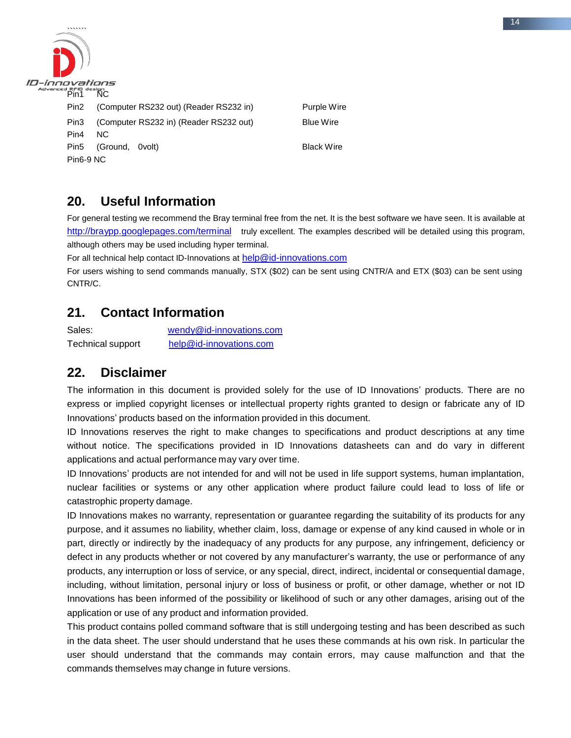| | | |
|---|---|---|
| Pin1 | NC | |
| Pin2 | (Computer RS232 out) (Reader RS232 in) | Purple Wire |
| Pin3 | (Computer RS232 in) (Reader RS232 out) | Blue Wire |
| Pin4 | NC | |
| Pin5 | (Ground, 0volt) | Black Wire |
| Pin6-9 | NC | |

## 20. Useful Information

For general testing we recommend the Bray terminal free from the net. It is the best software we have seen. It is available at http://braypp.googlepages.com/terminal truly excellent. The examples described will be detailed using this program, although others may be used including hyper terminal.

For all technical help contact ID-Innovations at help@id-innovations.com

For users wishing to send commands manually, STX ($02) can be sent using CNTR/A and ETX ($03) can be sent using CNTR/C.

## 21. Contact Information

| | |
|---|---|
| Sales: | wendy@id-innovations.com |
| Technical support | help@id-innovations.com |

## 22. Disclaimer

The information in this document is provided solely for the use of ID Innovations' products. There are no express or implied copyright licenses or intellectual property rights granted to design or fabricate any of ID Innovations' products based on the information provided in this document.

ID Innovations reserves the right to make changes to specifications and product descriptions at any time without notice. The specifications provided in ID Innovations datasheets can and do vary in different applications and actual performance may vary over time.

ID Innovations' products are not intended for and will not be used in life support systems, human implantation, nuclear facilities or systems or any other application where product failure could lead to loss of life or catastrophic property damage.

ID Innovations makes no warranty, representation or guarantee regarding the suitability of its products for any purpose, and it assumes no liability, whether claim, loss, damage or expense of any kind caused in whole or in part, directly or indirectly by the inadequacy of any products for any purpose, any infringement, deficiency or defect in any products whether or not covered by any manufacturer's warranty, the use or performance of any products, any interruption or loss of service, or any special, direct, indirect, incidental or consequential damage, including, without limitation, personal injury or loss of business or profit, or other damage, whether or not ID Innovations has been informed of the possibility or likelihood of such or any other damages, arising out of the application or use of any product and information provided.

This product contains polled command software that is still undergoing testing and has been described as such in the data sheet. The user should understand that he uses these commands at his own risk. In particular the user should understand that the commands may contain errors, may cause malfunction and that the commands themselves may change in future versions.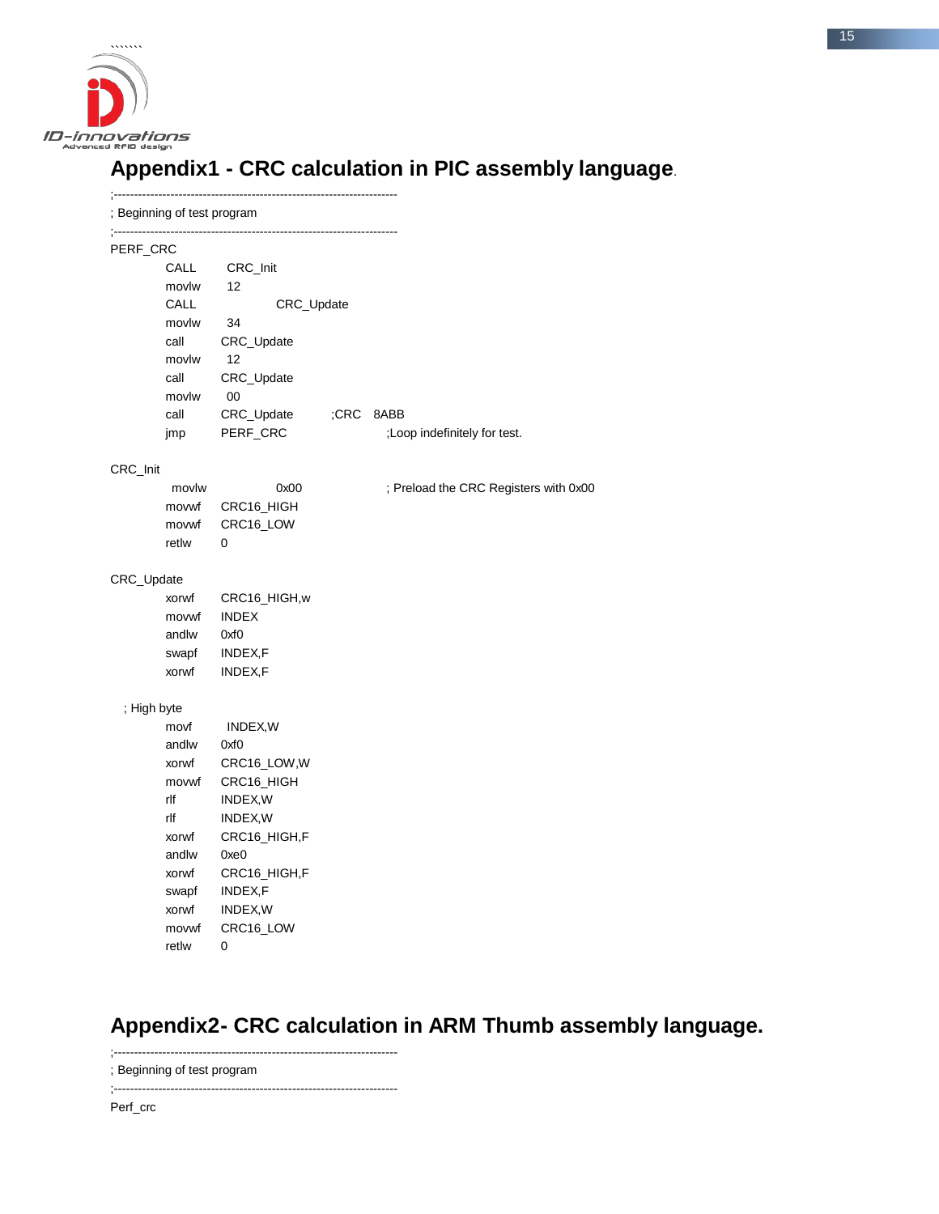## Appendix1 - CRC calculation in PIC assembly language.

```
;----------------------------------------------------------------------
; Beginning of test program
;----------------------------------------------------------------------
PERF_CRC
        CALL    CRC_Init
        movlw   12
        CALL            CRC_Update
        movlw   34
        call    CRC_Update
        movlw   12
        call    CRC_Update
        movlw   00
        call    CRC_Update      ;CRC   8ABB
        jmp     PERF_CRC                ;Loop indefinitely for test.

CRC_Init
         movlw          0x00            ; Preload the CRC Registers with 0x00
        movwf   CRC16_HIGH
        movwf   CRC16_LOW
        retlw   0

CRC_Update
        xorwf   CRC16_HIGH,w
        movwf   INDEX
        andlw   0xf0
        swapf   INDEX,F
        xorwf   INDEX,F

  ; High byte
        movf     INDEX,W
        andlw   0xf0
        xorwf   CRC16_LOW,W
        movwf   CRC16_HIGH
        rlf     INDEX,W
        rlf     INDEX,W
        xorwf   CRC16_HIGH,F
        andlw   0xe0
        xorwf   CRC16_HIGH,F
        swapf   INDEX,F
        xorwf   INDEX,W
        movwf   CRC16_LOW
        retlw   0
```

## Appendix2- CRC calculation in ARM Thumb assembly language.

```
;----------------------------------------------------------------------
; Beginning of test program
;----------------------------------------------------------------------
Perf_crc
```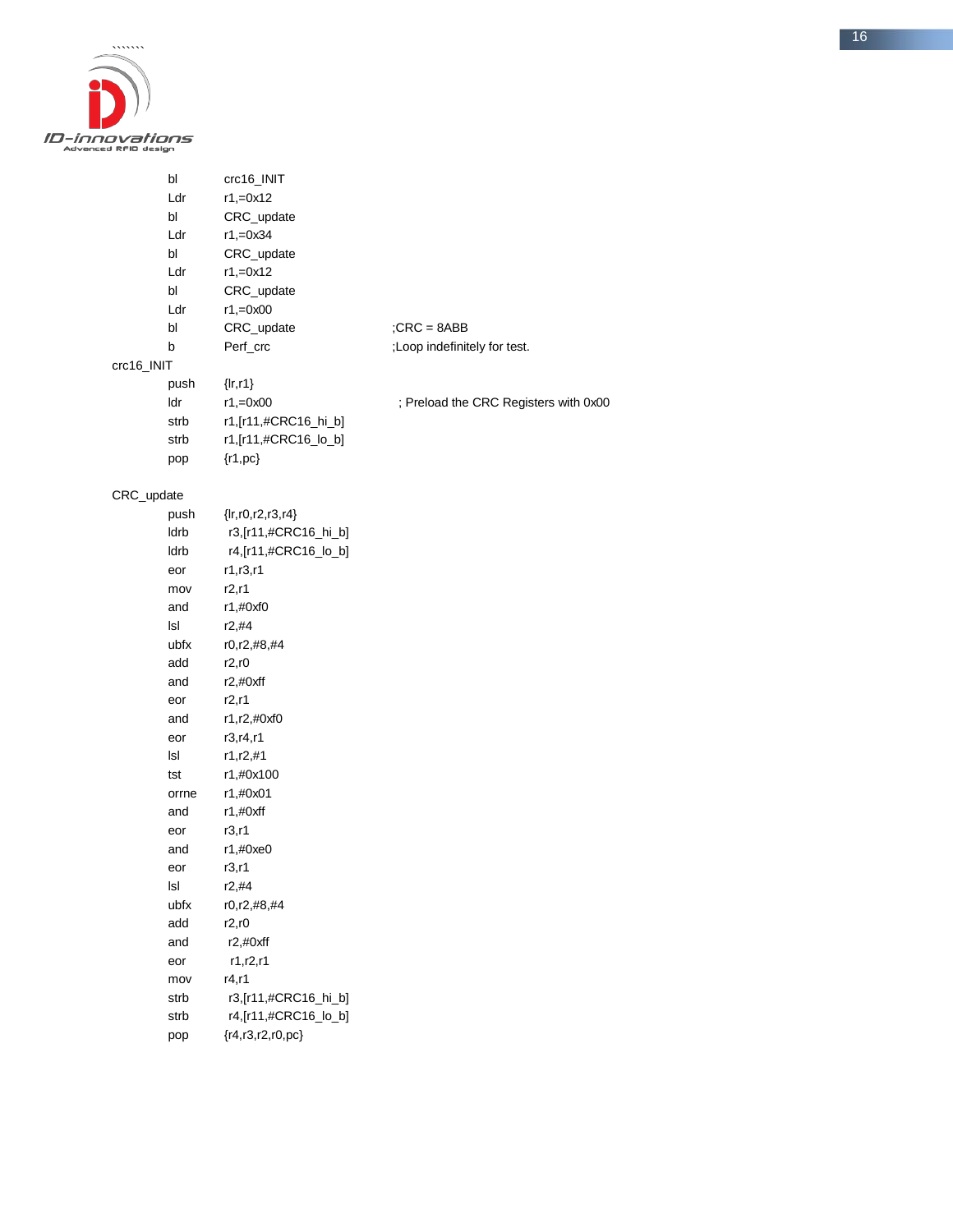```
        bl      crc16_INIT
        Ldr     r1,=0x12
        bl      CRC_update
        Ldr     r1,=0x34
        bl      CRC_update
        Ldr     r1,=0x12
        bl      CRC_update
        Ldr     r1,=0x00
        bl      CRC_update              ;CRC = 8ABB
        b       Perf_crc                ;Loop indefinitely for test.
crc16_INIT
        push    {lr,r1}
        ldr     r1,=0x00                 ; Preload the CRC Registers with 0x00
        strb    r1,[r11,#CRC16_hi_b]
        strb    r1,[r11,#CRC16_lo_b]
        pop     {r1,pc}

CRC_update
        push    {lr,r0,r2,r3,r4}
        ldrb     r3,[r11,#CRC16_hi_b]
        ldrb     r4,[r11,#CRC16_lo_b]
        eor     r1,r3,r1
        mov     r2,r1
        and     r1,#0xf0
        lsl     r2,#4
        ubfx    r0,r2,#8,#4
        add     r2,r0
        and     r2,#0xff
        eor     r2,r1
        and     r1,r2,#0xf0
        eor     r3,r4,r1
        lsl     r1,r2,#1
        tst     r1,#0x100
        orrne   r1,#0x01
        and     r1,#0xff
        eor     r3,r1
        and     r1,#0xe0
        eor     r3,r1
        lsl     r2,#4
        ubfx    r0,r2,#8,#4
        add     r2,r0
        and      r2,#0xff
        eor      r1,r2,r1
        mov     r4,r1
        strb     r3,[r11,#CRC16_hi_b]
        strb     r4,[r11,#CRC16_lo_b]
        pop     {r4,r3,r2,r0,pc}
```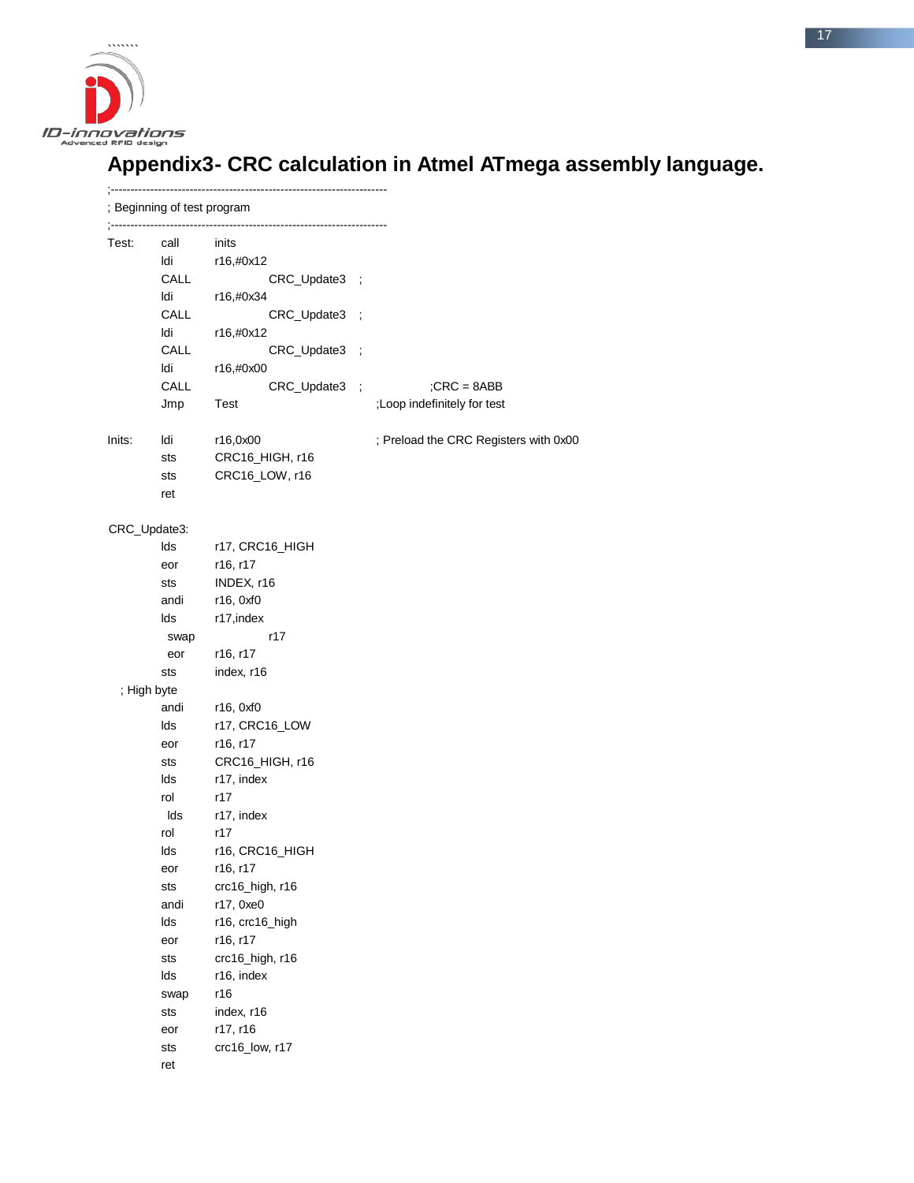## Appendix3- CRC calculation in Atmel ATmega assembly language.

```
;---------------------------------------------------------------------
; Beginning of test program
;---------------------------------------------------------------------
Test:   call    inits
        ldi     r16,#0x12
        CALL            CRC_Update3   ;
        ldi     r16,#0x34
        CALL            CRC_Update3   ;
        ldi     r16,#0x12
        CALL            CRC_Update3   ;
        ldi     r16,#0x00
        CALL            CRC_Update3   ;          ;CRC = 8ABB
        Jmp     Test                  ;Loop indefinitely for test

Inits:  ldi     r16,0x00              ; Preload the CRC Registers with 0x00
        sts     CRC16_HIGH, r16
        sts     CRC16_LOW, r16
        ret

CRC_Update3:
        lds     r17, CRC16_HIGH
        eor     r16, r17
        sts     INDEX, r16
        andi    r16, 0xf0
        lds     r17,index
         swap           r17
         eor    r16, r17
        sts     index, r16
  ; High byte
        andi    r16, 0xf0
        lds     r17, CRC16_LOW
        eor     r16, r17
        sts     CRC16_HIGH, r16
        lds     r17, index
        rol     r17
         lds    r17, index
        rol     r17
        lds     r16, CRC16_HIGH
        eor     r16, r17
        sts     crc16_high, r16
        andi    r17, 0xe0
        lds     r16, crc16_high
        eor     r16, r17
        sts     crc16_high, r16
        lds     r16, index
        swap    r16
        sts     index, r16
        eor     r17, r16
        sts     crc16_low, r17
        ret
```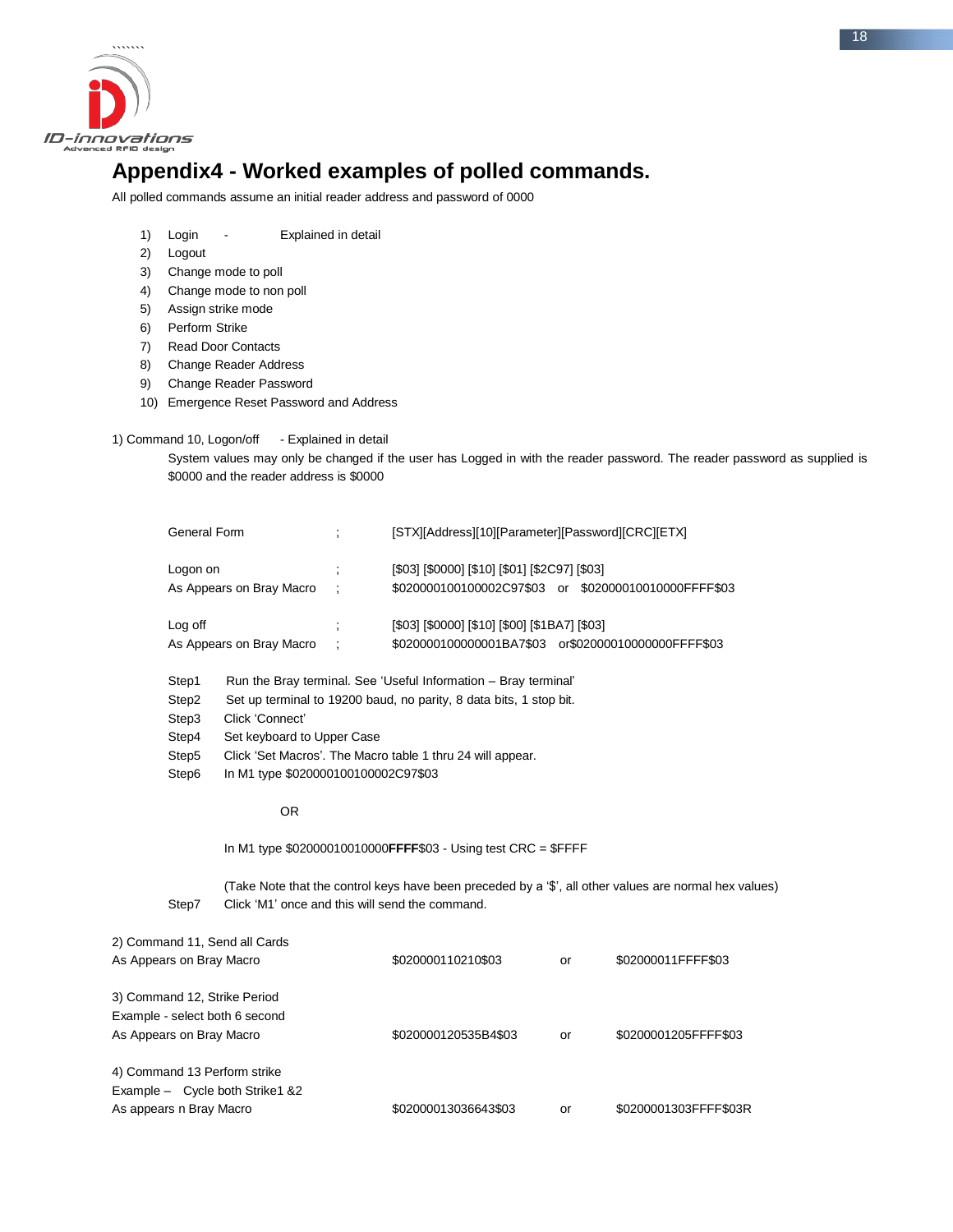# Appendix4 - Worked examples of polled commands.

All polled commands assume an initial reader address and password of 0000

1) Login - Explained in detail
2) Logout
3) Change mode to poll
4) Change mode to non poll
5) Assign strike mode
6) Perform Strike
7) Read Door Contacts
8) Change Reader Address
9) Change Reader Password
10) Emergence Reset Password and Address

1) Command 10, Logon/off - Explained in detail

System values may only be changed if the user has Logged in with the reader password. The reader password as supplied is $0000 and the reader address is $0000

| | | |
|---|---|---|
| General Form | ; | [STX][Address][10][Parameter][Password][CRC][ETX] |
| Logon on | ; | [$03] [$0000] [$10] [$01] [$2C97] [$03] |
| As Appears on Bray Macro | ; | $020000100100002C97$03 or $02000010010000FFFF$03 |
| Log off | ; | [$03] [$0000] [$10] [$00] [$1BA7] [$03] |
| As Appears on Bray Macro | ; | $020000100000001BA7$03 or$02000010000000FFFF$03 |

Step1 Run the Bray terminal. See 'Useful Information – Bray terminal'

Step2 Set up terminal to 19200 baud, no parity, 8 data bits, 1 stop bit.

Step3 Click 'Connect'

Step4 Set keyboard to Upper Case

Step5 Click 'Set Macros'. The Macro table 1 thru 24 will appear.

Step6 In M1 type $020000100100002C97$03

OR

In M1 type $02000010010000**FFFF**$03 - Using test CRC = $FFFF

(Take Note that the control keys have been preceded by a '$', all other values are normal hex values)

Step7 Click 'M1' once and this will send the command.

2) Command 11, Send all Cards

| | | | |
|---|---|---|---|
| As Appears on Bray Macro | $020000110210$03 | or | $02000011FFFF$03 |

3) Command 12, Strike Period

Example - select both 6 second

| | | | |
|---|---|---|---|
| As Appears on Bray Macro | $020000120535B4$03 | or | $0200001205FFFF$03 |

4) Command 13 Perform strike

Example – Cycle both Strike1 &2

| | | | |
|---|---|---|---|
| As appears n Bray Macro | $02000013036643$03 | or | $0200001303FFFF$03R |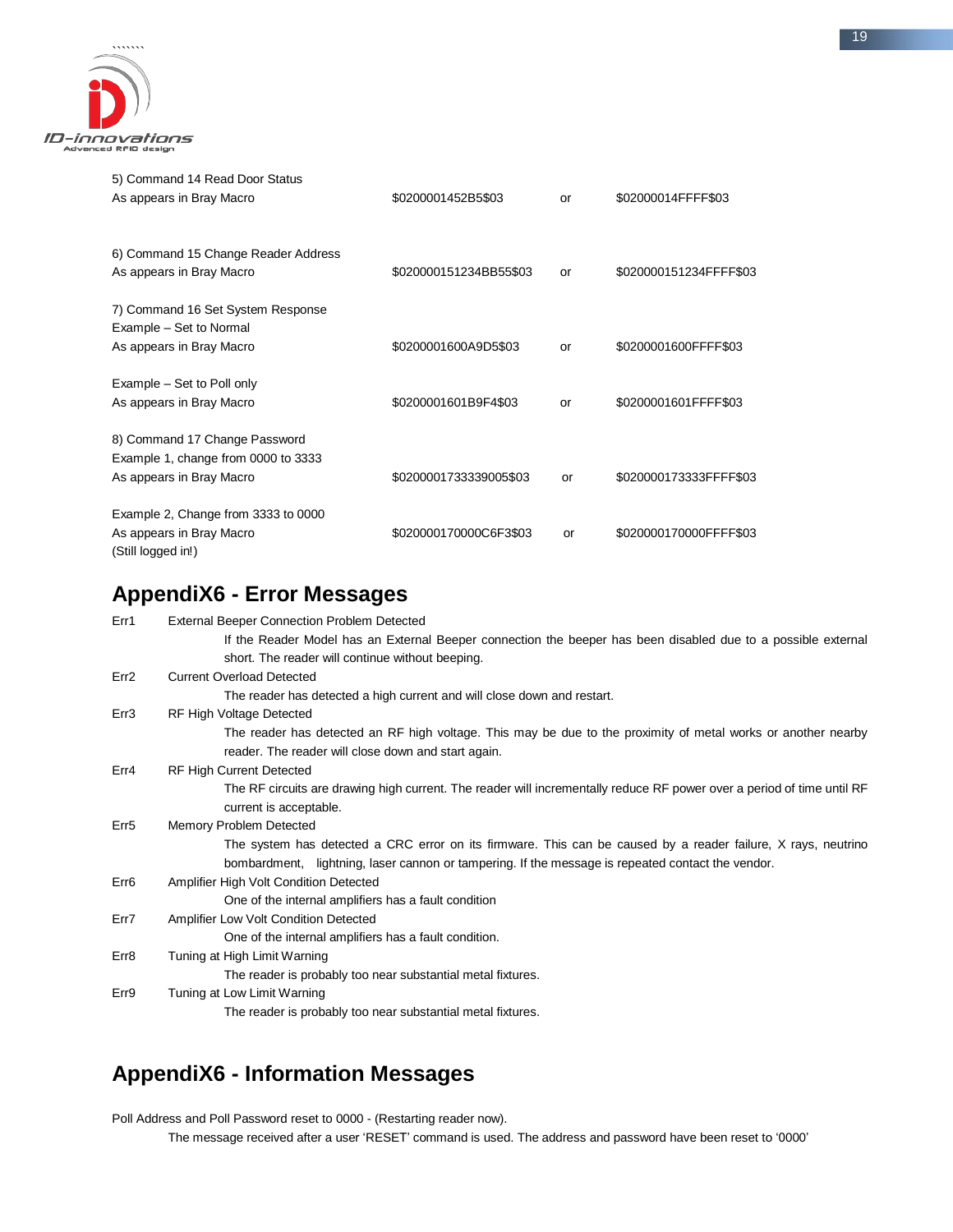5) Command 14 Read Door Status

| | | | |
|---|---|---|---|
| As appears in Bray Macro | $0200001452B5$03 | or | $02000014FFFF$03 |

6) Command 15 Change Reader Address

| | | | |
|---|---|---|---|
| As appears in Bray Macro | $020000151234BB55$03 | or | $020000151234FFFF$03 |

7) Command 16 Set System Response

Example – Set to Normal

| | | | |
|---|---|---|---|
| As appears in Bray Macro | $0200001600A9D5$03 | or | $0200001600FFFF$03 |

Example – Set to Poll only

| | | | |
|---|---|---|---|
| As appears in Bray Macro | $0200001601B9F4$03 | or | $0200001601FFFF$03 |

8) Command 17 Change Password

Example 1, change from 0000 to 3333

| | | | |
|---|---|---|---|
| As appears in Bray Macro | $0200001733339005$03 | or | $020000173333FFFF$03 |

Example 2, Change from 3333 to 0000

| | | | |
|---|---|---|---|
| As appears in Bray Macro (Still logged in!) | $020000170000C6F3$03 | or | $020000170000FFFF$03 |

## AppendiX6 - Error Messages

**Err1** External Beeper Connection Problem Detected

If the Reader Model has an External Beeper connection the beeper has been disabled due to a possible external short. The reader will continue without beeping.

**Err2** Current Overload Detected

The reader has detected a high current and will close down and restart.

**Err3** RF High Voltage Detected

The reader has detected an RF high voltage. This may be due to the proximity of metal works or another nearby reader. The reader will close down and start again.

**Err4** RF High Current Detected

The RF circuits are drawing high current. The reader will incrementally reduce RF power over a period of time until RF current is acceptable.

**Err5** Memory Problem Detected

The system has detected a CRC error on its firmware. This can be caused by a reader failure, X rays, neutrino bombardment, lightning, laser cannon or tampering. If the message is repeated contact the vendor.

**Err6** Amplifier High Volt Condition Detected

One of the internal amplifiers has a fault condition

**Err7** Amplifier Low Volt Condition Detected

One of the internal amplifiers has a fault condition.

**Err8** Tuning at High Limit Warning

The reader is probably too near substantial metal fixtures.

**Err9** Tuning at Low Limit Warning

The reader is probably too near substantial metal fixtures.

## AppendiX6 - Information Messages

Poll Address and Poll Password reset to 0000 - (Restarting reader now).

The message received after a user 'RESET' command is used. The address and password have been reset to '0000'